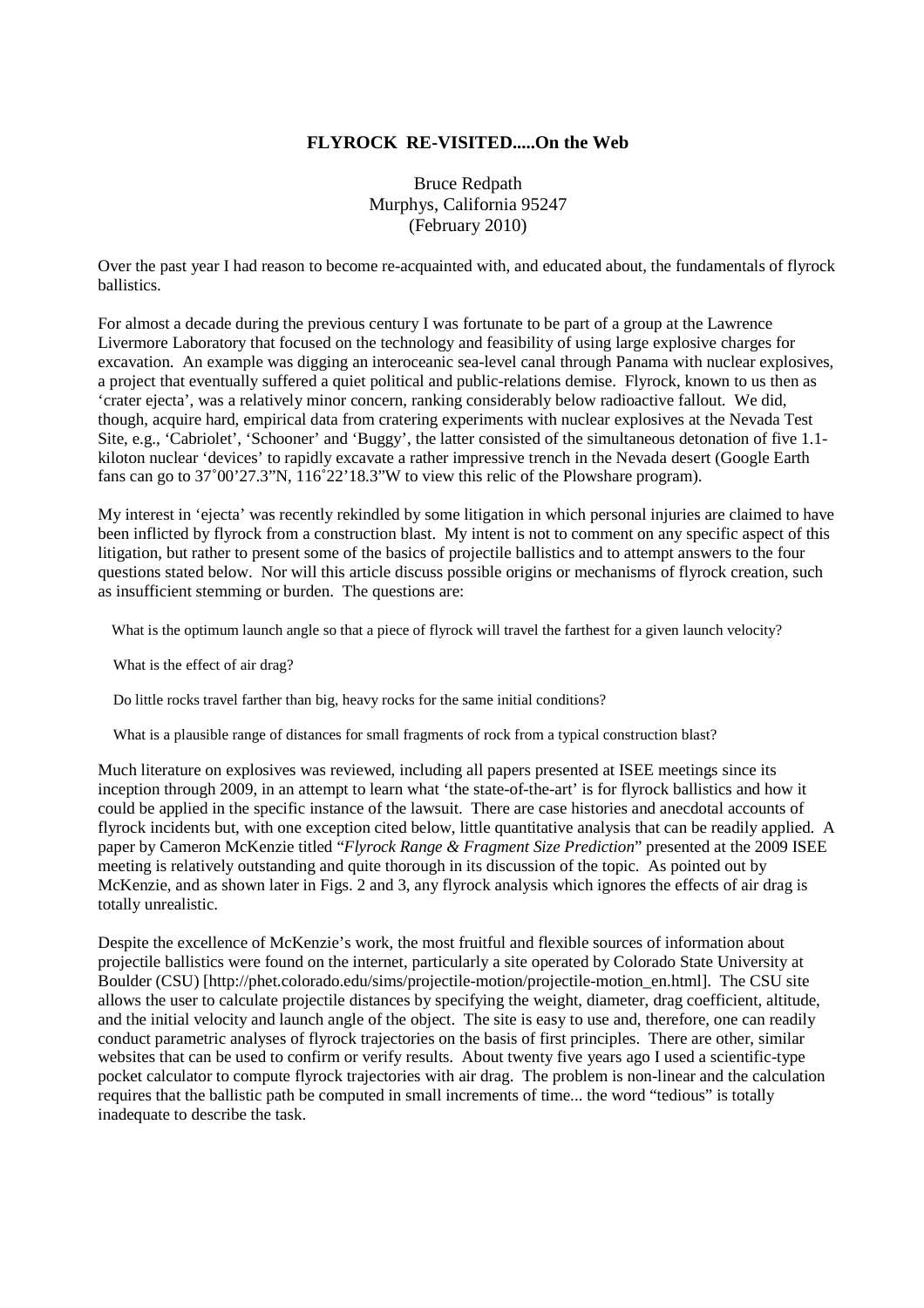# FLYROCK RE-VISITED.....On the Web

Bruce Redpath
Murphys, California 95247
(February 2010)

Over the past year I had reason to become re-acquainted with, and educated about, the fundamentals of flyrock ballistics.

For almost a decade during the previous century I was fortunate to be part of a group at the Lawrence Livermore Laboratory that focused on the technology and feasibility of using large explosive charges for excavation. An example was digging an interoceanic sea-level canal through Panama with nuclear explosives, a project that eventually suffered a quiet political and public-relations demise. Flyrock, known to us then as 'crater ejecta', was a relatively minor concern, ranking considerably below radioactive fallout. We did, though, acquire hard, empirical data from cratering experiments with nuclear explosives at the Nevada Test Site, e.g., 'Cabriolet', 'Schooner' and 'Buggy', the latter consisted of the simultaneous detonation of five 1.1-kiloton nuclear 'devices' to rapidly excavate a rather impressive trench in the Nevada desert (Google Earth fans can go to 37˚00'27.3"N, 116˚22'18.3"W to view this relic of the Plowshare program).

My interest in 'ejecta' was recently rekindled by some litigation in which personal injuries are claimed to have been inflicted by flyrock from a construction blast. My intent is not to comment on any specific aspect of this litigation, but rather to present some of the basics of projectile ballistics and to attempt answers to the four questions stated below. Nor will this article discuss possible origins or mechanisms of flyrock creation, such as insufficient stemming or burden. The questions are:

What is the optimum launch angle so that a piece of flyrock will travel the farthest for a given launch velocity?

What is the effect of air drag?

Do little rocks travel farther than big, heavy rocks for the same initial conditions?

What is a plausible range of distances for small fragments of rock from a typical construction blast?

Much literature on explosives was reviewed, including all papers presented at ISEE meetings since its inception through 2009, in an attempt to learn what 'the state-of-the-art' is for flyrock ballistics and how it could be applied in the specific instance of the lawsuit. There are case histories and anecdotal accounts of flyrock incidents but, with one exception cited below, little quantitative analysis that can be readily applied. A paper by Cameron McKenzie titled "*Flyrock Range & Fragment Size Prediction*" presented at the 2009 ISEE meeting is relatively outstanding and quite thorough in its discussion of the topic. As pointed out by McKenzie, and as shown later in Figs. 2 and 3, any flyrock analysis which ignores the effects of air drag is totally unrealistic.

Despite the excellence of McKenzie's work, the most fruitful and flexible sources of information about projectile ballistics were found on the internet, particularly a site operated by Colorado State University at Boulder (CSU) [http://phet.colorado.edu/sims/projectile-motion/projectile-motion_en.html]. The CSU site allows the user to calculate projectile distances by specifying the weight, diameter, drag coefficient, altitude, and the initial velocity and launch angle of the object. The site is easy to use and, therefore, one can readily conduct parametric analyses of flyrock trajectories on the basis of first principles. There are other, similar websites that can be used to confirm or verify results. About twenty five years ago I used a scientific-type pocket calculator to compute flyrock trajectories with air drag. The problem is non-linear and the calculation requires that the ballistic path be computed in small increments of time... the word "tedious" is totally inadequate to describe the task.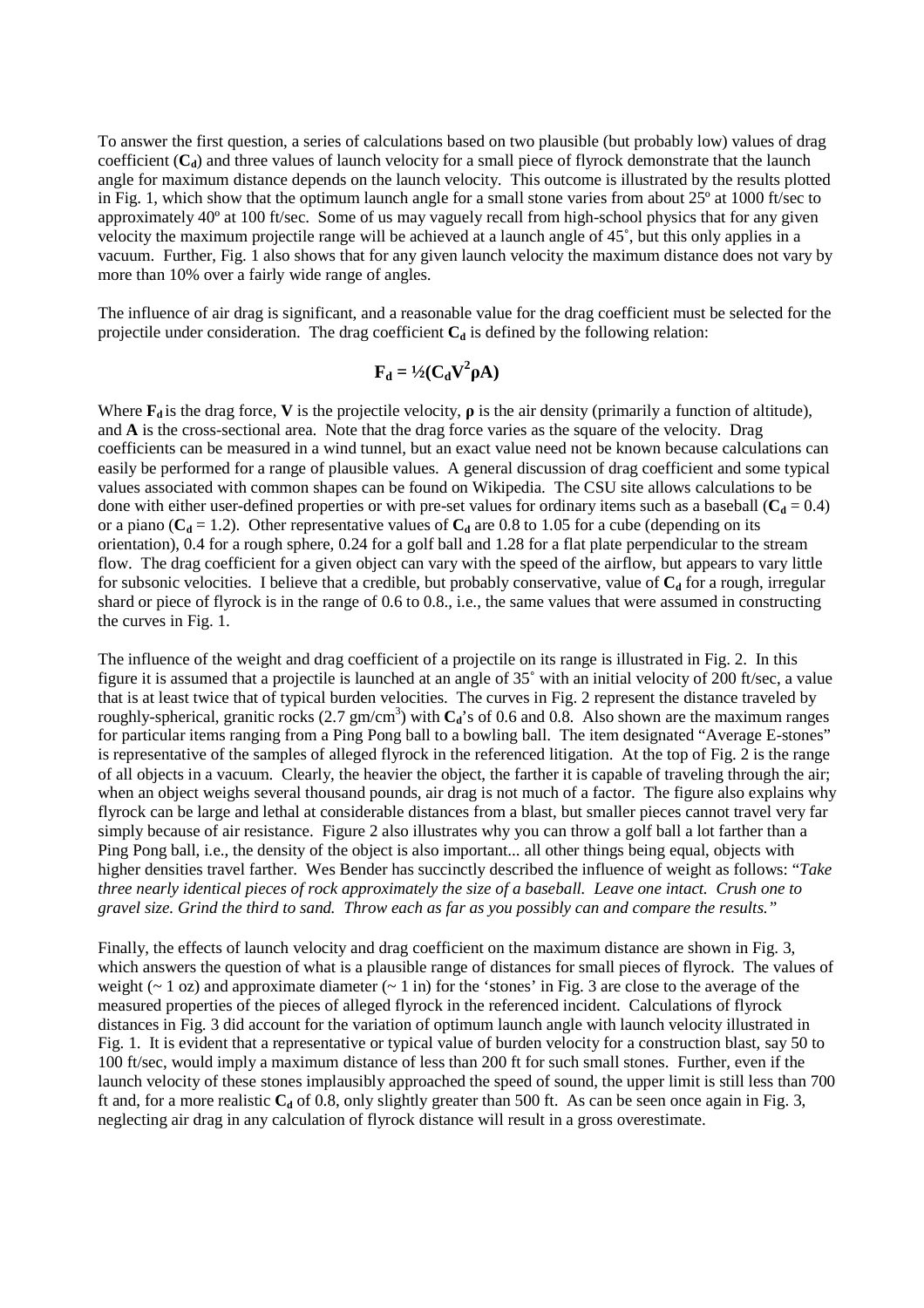To answer the first question, a series of calculations based on two plausible (but probably low) values of drag coefficient (**$C_d$**) and three values of launch velocity for a small piece of flyrock demonstrate that the launch angle for maximum distance depends on the launch velocity. This outcome is illustrated by the results plotted in Fig. 1, which show that the optimum launch angle for a small stone varies from about 25º at 1000 ft/sec to approximately 40º at 100 ft/sec. Some of us may vaguely recall from high-school physics that for any given velocity the maximum projectile range will be achieved at a launch angle of 45˚, but this only applies in a vacuum. Further, Fig. 1 also shows that for any given launch velocity the maximum distance does not vary by more than 10% over a fairly wide range of angles.

The influence of air drag is significant, and a reasonable value for the drag coefficient must be selected for the projectile under consideration. The drag coefficient **$C_d$** is defined by the following relation:

$$\mathbf{F_d = \tfrac{1}{2}(C_d V^2 \rho A)}$$

Where **$F_d$** is the drag force, **$V$** is the projectile velocity, **$\rho$** is the air density (primarily a function of altitude), and **$A$** is the cross-sectional area. Note that the drag force varies as the square of the velocity. Drag coefficients can be measured in a wind tunnel, but an exact value need not be known because calculations can easily be performed for a range of plausible values. A general discussion of drag coefficient and some typical values associated with common shapes can be found on Wikipedia. The CSU site allows calculations to be done with either user-defined properties or with pre-set values for ordinary items such as a baseball (**$C_d$** = 0.4) or a piano (**$C_d$** = 1.2). Other representative values of **$C_d$** are 0.8 to 1.05 for a cube (depending on its orientation), 0.4 for a rough sphere, 0.24 for a golf ball and 1.28 for a flat plate perpendicular to the stream flow. The drag coefficient for a given object can vary with the speed of the airflow, but appears to vary little for subsonic velocities. I believe that a credible, but probably conservative, value of **$C_d$** for a rough, irregular shard or piece of flyrock is in the range of 0.6 to 0.8., i.e., the same values that were assumed in constructing the curves in Fig. 1.

The influence of the weight and drag coefficient of a projectile on its range is illustrated in Fig. 2. In this figure it is assumed that a projectile is launched at an angle of 35˚ with an initial velocity of 200 ft/sec, a value that is at least twice that of typical burden velocities. The curves in Fig. 2 represent the distance traveled by roughly-spherical, granitic rocks (2.7 gm/cm$^3$) with **$C_d$**'s of 0.6 and 0.8. Also shown are the maximum ranges for particular items ranging from a Ping Pong ball to a bowling ball. The item designated "Average E-stones" is representative of the samples of alleged flyrock in the referenced litigation. At the top of Fig. 2 is the range of all objects in a vacuum. Clearly, the heavier the object, the farther it is capable of traveling through the air; when an object weighs several thousand pounds, air drag is not much of a factor. The figure also explains why flyrock can be large and lethal at considerable distances from a blast, but smaller pieces cannot travel very far simply because of air resistance. Figure 2 also illustrates why you can throw a golf ball a lot farther than a Ping Pong ball, i.e., the density of the object is also important... all other things being equal, objects with higher densities travel farther. Wes Bender has succinctly described the influence of weight as follows: "*Take three nearly identical pieces of rock approximately the size of a baseball. Leave one intact. Crush one to gravel size. Grind the third to sand. Throw each as far as you possibly can and compare the results.*"

Finally, the effects of launch velocity and drag coefficient on the maximum distance are shown in Fig. 3, which answers the question of what is a plausible range of distances for small pieces of flyrock. The values of weight (~ 1 oz) and approximate diameter (~ 1 in) for the 'stones' in Fig. 3 are close to the average of the measured properties of the pieces of alleged flyrock in the referenced incident. Calculations of flyrock distances in Fig. 3 did account for the variation of optimum launch angle with launch velocity illustrated in Fig. 1. It is evident that a representative or typical value of burden velocity for a construction blast, say 50 to 100 ft/sec, would imply a maximum distance of less than 200 ft for such small stones. Further, even if the launch velocity of these stones implausibly approached the speed of sound, the upper limit is still less than 700 ft and, for a more realistic **$C_d$** of 0.8, only slightly greater than 500 ft. As can be seen once again in Fig. 3, neglecting air drag in any calculation of flyrock distance will result in a gross overestimate.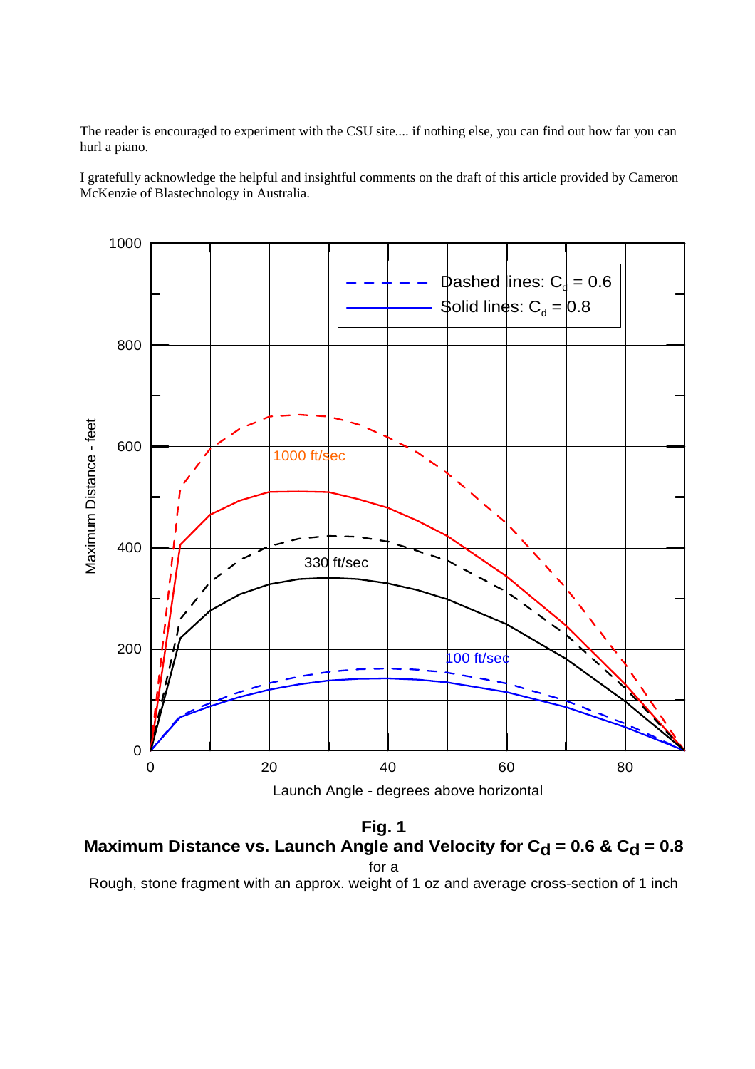The reader is encouraged to experiment with the CSU site.... if nothing else, you can find out how far you can hurl a piano.

I gratefully acknowledge the helpful and insightful comments on the draft of this article provided by Cameron McKenzie of Blastechnology in Australia.

**Fig. 1**
**Maximum Distance vs. Launch Angle and Velocity for $C_d$ = 0.6 & $C_d$ = 0.8**
for a
Rough, stone fragment with an approx. weight of 1 oz and average cross-section of 1 inch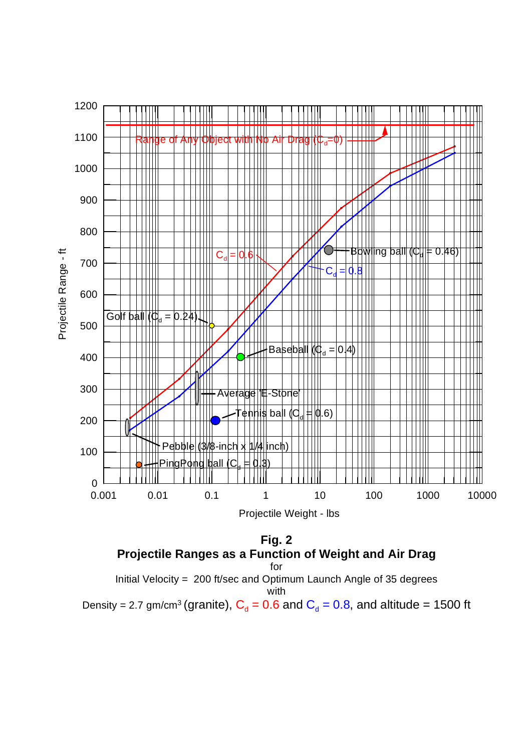**Fig. 2**
**Projectile Ranges as a Function of Weight and Air Drag**
for
Initial Velocity = 200 ft/sec and Optimum Launch Angle of 35 degrees
with
Density = 2.7 gm/cm$^3$ (granite), $C_d$ = 0.6 and $C_d$ = 0.8, and altitude = 1500 ft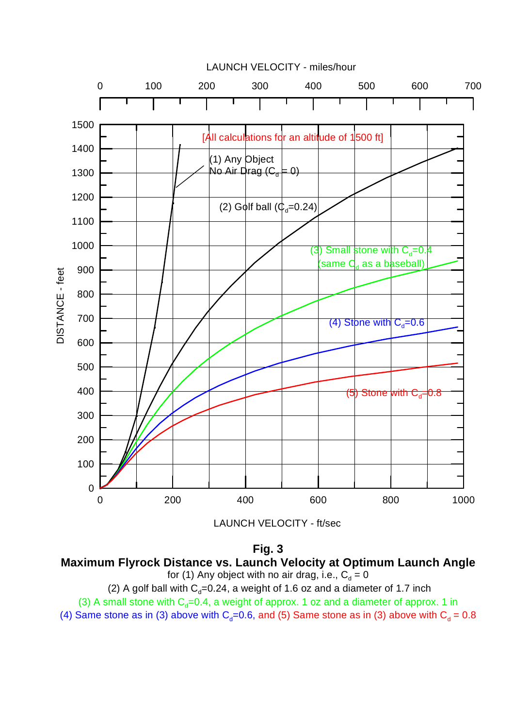LAUNCH VELOCITY - miles/hour

0 100 200 300 400 500 600 700

1500 1400 1300 1200 1100 1000 900 800 700 600 500 400 300 200 100 0

DISTANCE - feet

[All calculations for an altitude of 1500 ft]

(1) Any Object
No Air Drag ($C_d$ = 0)

(2) Golf ball ($C_d$=0.24)

(3) Small stone with $C_d$=0.4
(same $C_d$ as a baseball)

(4) Stone with $C_d$=0.6

(5) Stone with $C_d$=0.8

0 200 400 600 800 1000

LAUNCH VELOCITY - ft/sec

**Fig. 3**

**Maximum Flyrock Distance vs. Launch Velocity at Optimum Launch Angle**

for (1) Any object with no air drag, i.e., $C_d$ = 0

(2) A golf ball with $C_d$=0.24, a weight of 1.6 oz and a diameter of 1.7 inch

(3) A small stone with $C_d$=0.4, a weight of approx. 1 oz and a diameter of approx. 1 in

(4) Same stone as in (3) above with $C_d$=0.6, and (5) Same stone as in (3) above with $C_d$ = 0.8